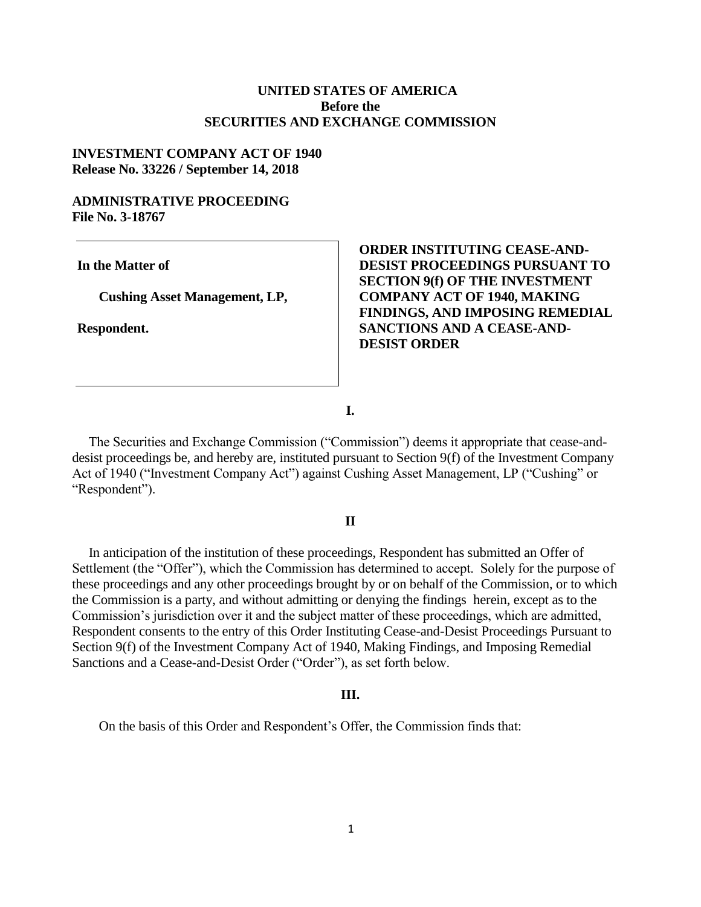**UNITED STATES OF AMERICA**
**Before the**
**SECURITIES AND EXCHANGE COMMISSION**

**INVESTMENT COMPANY ACT OF 1940**
**Release No. 33226 / September 14, 2018**

**ADMINISTRATIVE PROCEEDING**
**File No. 3-18767**

| | |
|---|---|
| **In the Matter of**<br><br>**Cushing Asset Management, LP,**<br><br>**Respondent.** | **ORDER INSTITUTING CEASE-AND-DESIST PROCEEDINGS PURSUANT TO SECTION 9(f) OF THE INVESTMENT COMPANY ACT OF 1940, MAKING FINDINGS, AND IMPOSING REMEDIAL SANCTIONS AND A CEASE-AND-DESIST ORDER** |

## I.

The Securities and Exchange Commission ("Commission") deems it appropriate that cease-and-desist proceedings be, and hereby are, instituted pursuant to Section 9(f) of the Investment Company Act of 1940 ("Investment Company Act") against Cushing Asset Management, LP ("Cushing" or "Respondent").

## II

In anticipation of the institution of these proceedings, Respondent has submitted an Offer of Settlement (the "Offer"), which the Commission has determined to accept. Solely for the purpose of these proceedings and any other proceedings brought by or on behalf of the Commission, or to which the Commission is a party, and without admitting or denying the findings herein, except as to the Commission's jurisdiction over it and the subject matter of these proceedings, which are admitted, Respondent consents to the entry of this Order Instituting Cease-and-Desist Proceedings Pursuant to Section 9(f) of the Investment Company Act of 1940, Making Findings, and Imposing Remedial Sanctions and a Cease-and-Desist Order ("Order"), as set forth below.

## III.

On the basis of this Order and Respondent's Offer, the Commission finds that: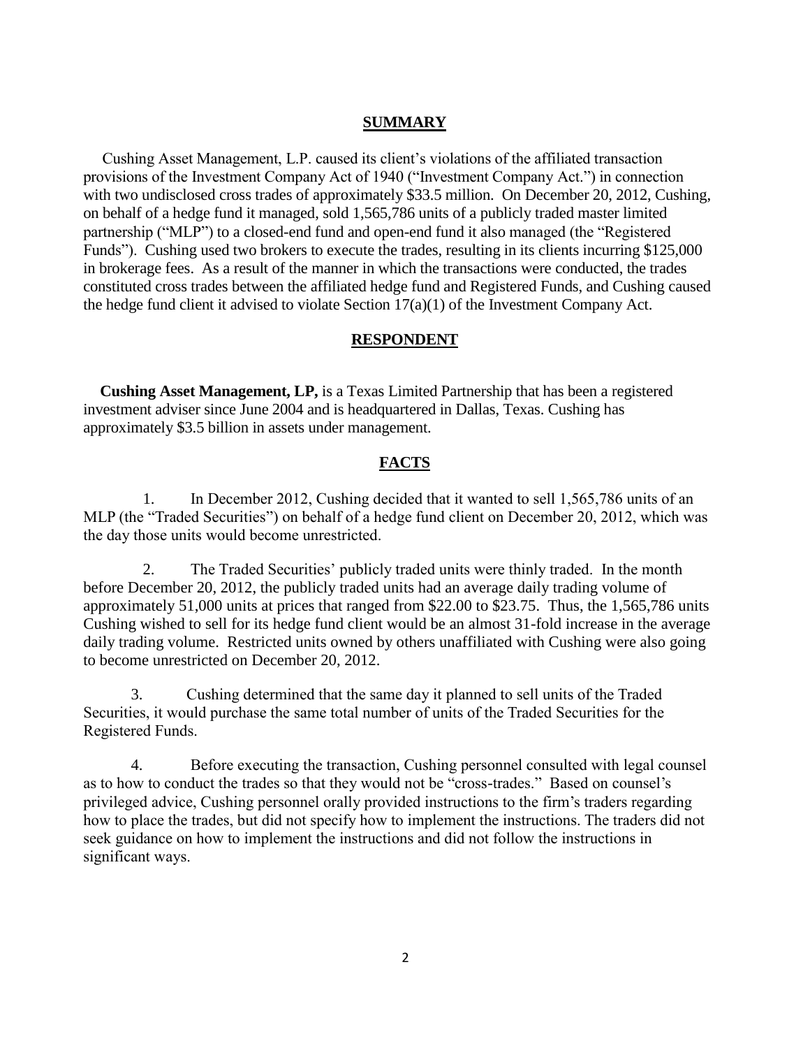## SUMMARY

Cushing Asset Management, L.P. caused its client's violations of the affiliated transaction provisions of the Investment Company Act of 1940 ("Investment Company Act.") in connection with two undisclosed cross trades of approximately $33.5 million. On December 20, 2012, Cushing, on behalf of a hedge fund it managed, sold 1,565,786 units of a publicly traded master limited partnership ("MLP") to a closed-end fund and open-end fund it also managed (the "Registered Funds"). Cushing used two brokers to execute the trades, resulting in its clients incurring $125,000 in brokerage fees. As a result of the manner in which the transactions were conducted, the trades constituted cross trades between the affiliated hedge fund and Registered Funds, and Cushing caused the hedge fund client it advised to violate Section 17(a)(1) of the Investment Company Act.

## RESPONDENT

**Cushing Asset Management, LP,** is a Texas Limited Partnership that has been a registered investment adviser since June 2004 and is headquartered in Dallas, Texas. Cushing has approximately $3.5 billion in assets under management.

## FACTS

1. In December 2012, Cushing decided that it wanted to sell 1,565,786 units of an MLP (the "Traded Securities") on behalf of a hedge fund client on December 20, 2012, which was the day those units would become unrestricted.

2. The Traded Securities' publicly traded units were thinly traded. In the month before December 20, 2012, the publicly traded units had an average daily trading volume of approximately 51,000 units at prices that ranged from $22.00 to $23.75. Thus, the 1,565,786 units Cushing wished to sell for its hedge fund client would be an almost 31-fold increase in the average daily trading volume. Restricted units owned by others unaffiliated with Cushing were also going to become unrestricted on December 20, 2012.

3. Cushing determined that the same day it planned to sell units of the Traded Securities, it would purchase the same total number of units of the Traded Securities for the Registered Funds.

4. Before executing the transaction, Cushing personnel consulted with legal counsel as to how to conduct the trades so that they would not be "cross-trades." Based on counsel's privileged advice, Cushing personnel orally provided instructions to the firm's traders regarding how to place the trades, but did not specify how to implement the instructions. The traders did not seek guidance on how to implement the instructions and did not follow the instructions in significant ways.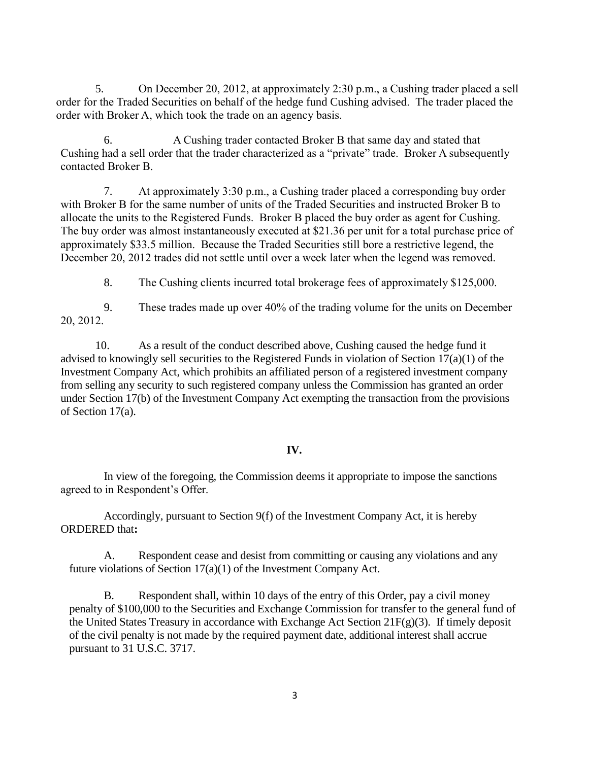5. On December 20, 2012, at approximately 2:30 p.m., a Cushing trader placed a sell order for the Traded Securities on behalf of the hedge fund Cushing advised. The trader placed the order with Broker A, which took the trade on an agency basis.

6. A Cushing trader contacted Broker B that same day and stated that Cushing had a sell order that the trader characterized as a "private" trade. Broker A subsequently contacted Broker B.

7. At approximately 3:30 p.m., a Cushing trader placed a corresponding buy order with Broker B for the same number of units of the Traded Securities and instructed Broker B to allocate the units to the Registered Funds. Broker B placed the buy order as agent for Cushing. The buy order was almost instantaneously executed at $21.36 per unit for a total purchase price of approximately $33.5 million. Because the Traded Securities still bore a restrictive legend, the December 20, 2012 trades did not settle until over a week later when the legend was removed.

8. The Cushing clients incurred total brokerage fees of approximately $125,000.

9. These trades made up over 40% of the trading volume for the units on December 20, 2012.

10. As a result of the conduct described above, Cushing caused the hedge fund it advised to knowingly sell securities to the Registered Funds in violation of Section 17(a)(1) of the Investment Company Act, which prohibits an affiliated person of a registered investment company from selling any security to such registered company unless the Commission has granted an order under Section 17(b) of the Investment Company Act exempting the transaction from the provisions of Section 17(a).

## IV.

In view of the foregoing, the Commission deems it appropriate to impose the sanctions agreed to in Respondent's Offer.

Accordingly, pursuant to Section 9(f) of the Investment Company Act, it is hereby ORDERED that**:**

A. Respondent cease and desist from committing or causing any violations and any future violations of Section 17(a)(1) of the Investment Company Act.

B. Respondent shall, within 10 days of the entry of this Order, pay a civil money penalty of $100,000 to the Securities and Exchange Commission for transfer to the general fund of the United States Treasury in accordance with Exchange Act Section 21F(g)(3). If timely deposit of the civil penalty is not made by the required payment date, additional interest shall accrue pursuant to 31 U.S.C. 3717.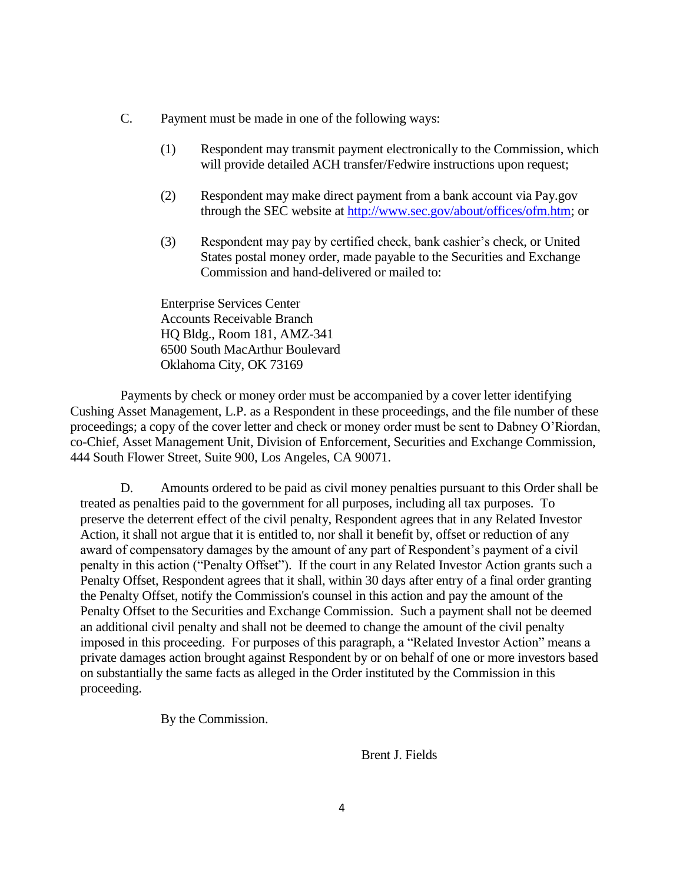C. Payment must be made in one of the following ways:

(1) Respondent may transmit payment electronically to the Commission, which will provide detailed ACH transfer/Fedwire instructions upon request;

(2) Respondent may make direct payment from a bank account via Pay.gov through the SEC website at http://www.sec.gov/about/offices/ofm.htm; or

(3) Respondent may pay by certified check, bank cashier's check, or United States postal money order, made payable to the Securities and Exchange Commission and hand-delivered or mailed to:

Enterprise Services Center
Accounts Receivable Branch
HQ Bldg., Room 181, AMZ-341
6500 South MacArthur Boulevard
Oklahoma City, OK 73169

Payments by check or money order must be accompanied by a cover letter identifying Cushing Asset Management, L.P. as a Respondent in these proceedings, and the file number of these proceedings; a copy of the cover letter and check or money order must be sent to Dabney O'Riordan, co-Chief, Asset Management Unit, Division of Enforcement, Securities and Exchange Commission, 444 South Flower Street, Suite 900, Los Angeles, CA 90071.

D. Amounts ordered to be paid as civil money penalties pursuant to this Order shall be treated as penalties paid to the government for all purposes, including all tax purposes. To preserve the deterrent effect of the civil penalty, Respondent agrees that in any Related Investor Action, it shall not argue that it is entitled to, nor shall it benefit by, offset or reduction of any award of compensatory damages by the amount of any part of Respondent's payment of a civil penalty in this action ("Penalty Offset"). If the court in any Related Investor Action grants such a Penalty Offset, Respondent agrees that it shall, within 30 days after entry of a final order granting the Penalty Offset, notify the Commission's counsel in this action and pay the amount of the Penalty Offset to the Securities and Exchange Commission. Such a payment shall not be deemed an additional civil penalty and shall not be deemed to change the amount of the civil penalty imposed in this proceeding. For purposes of this paragraph, a "Related Investor Action" means a private damages action brought against Respondent by or on behalf of one or more investors based on substantially the same facts as alleged in the Order instituted by the Commission in this proceeding.

By the Commission.

Brent J. Fields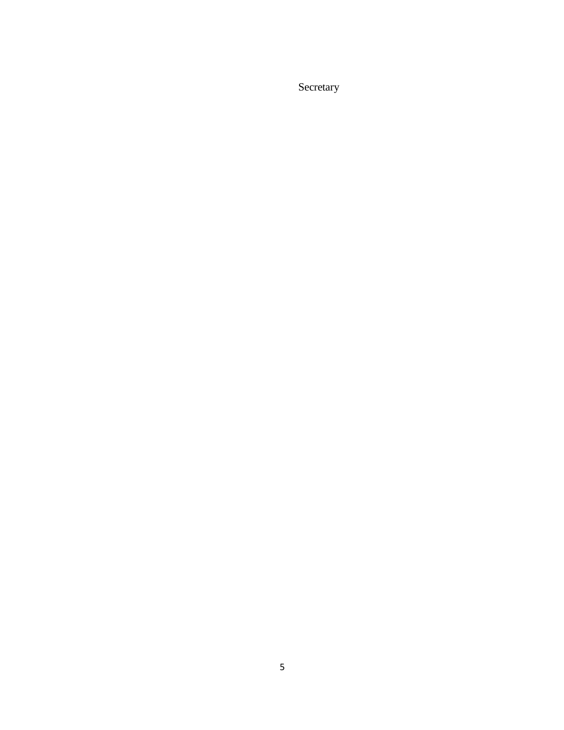Secretary